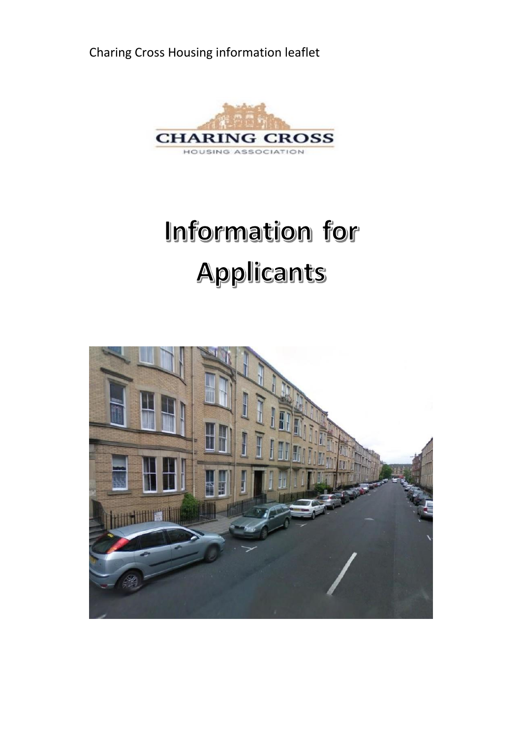Charing Cross Housing information leaflet

CHARING CROSS

HOUSING ASSOCIATION

# Information for Applicants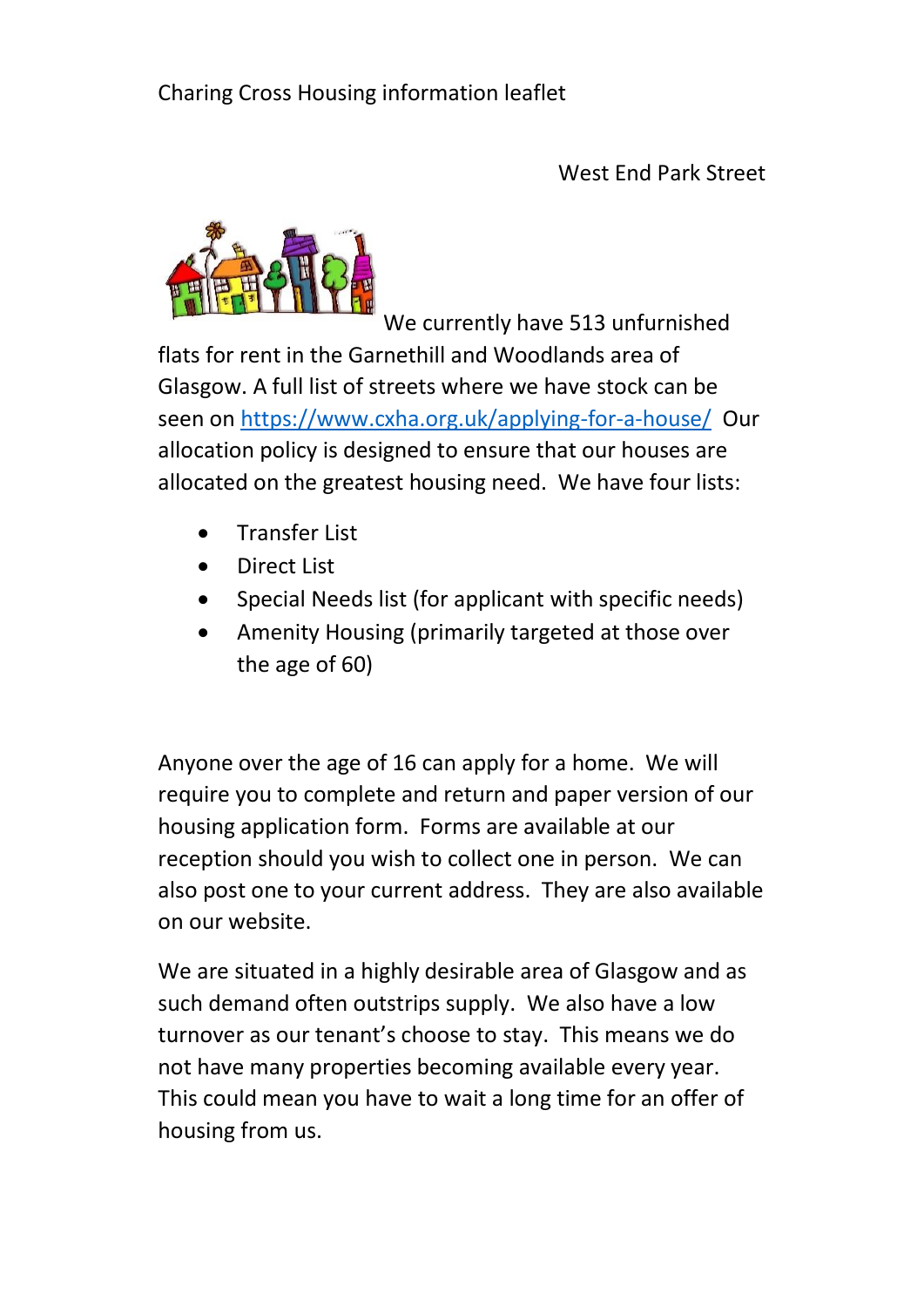Charing Cross Housing information leaflet

West End Park Street

We currently have 513 unfurnished flats for rent in the Garnethill and Woodlands area of Glasgow. A full list of streets where we have stock can be seen on [https://www.cxha.org.uk/applying-for-a-house/](https://www.cxha.org.uk/applying-for-a-house/) Our allocation policy is designed to ensure that our houses are allocated on the greatest housing need. We have four lists:

- Transfer List
- Direct List
- Special Needs list (for applicant with specific needs)
- Amenity Housing (primarily targeted at those over the age of 60)

Anyone over the age of 16 can apply for a home. We will require you to complete and return and paper version of our housing application form. Forms are available at our reception should you wish to collect one in person. We can also post one to your current address. They are also available on our website.

We are situated in a highly desirable area of Glasgow and as such demand often outstrips supply. We also have a low turnover as our tenant's choose to stay. This means we do not have many properties becoming available every year. This could mean you have to wait a long time for an offer of housing from us.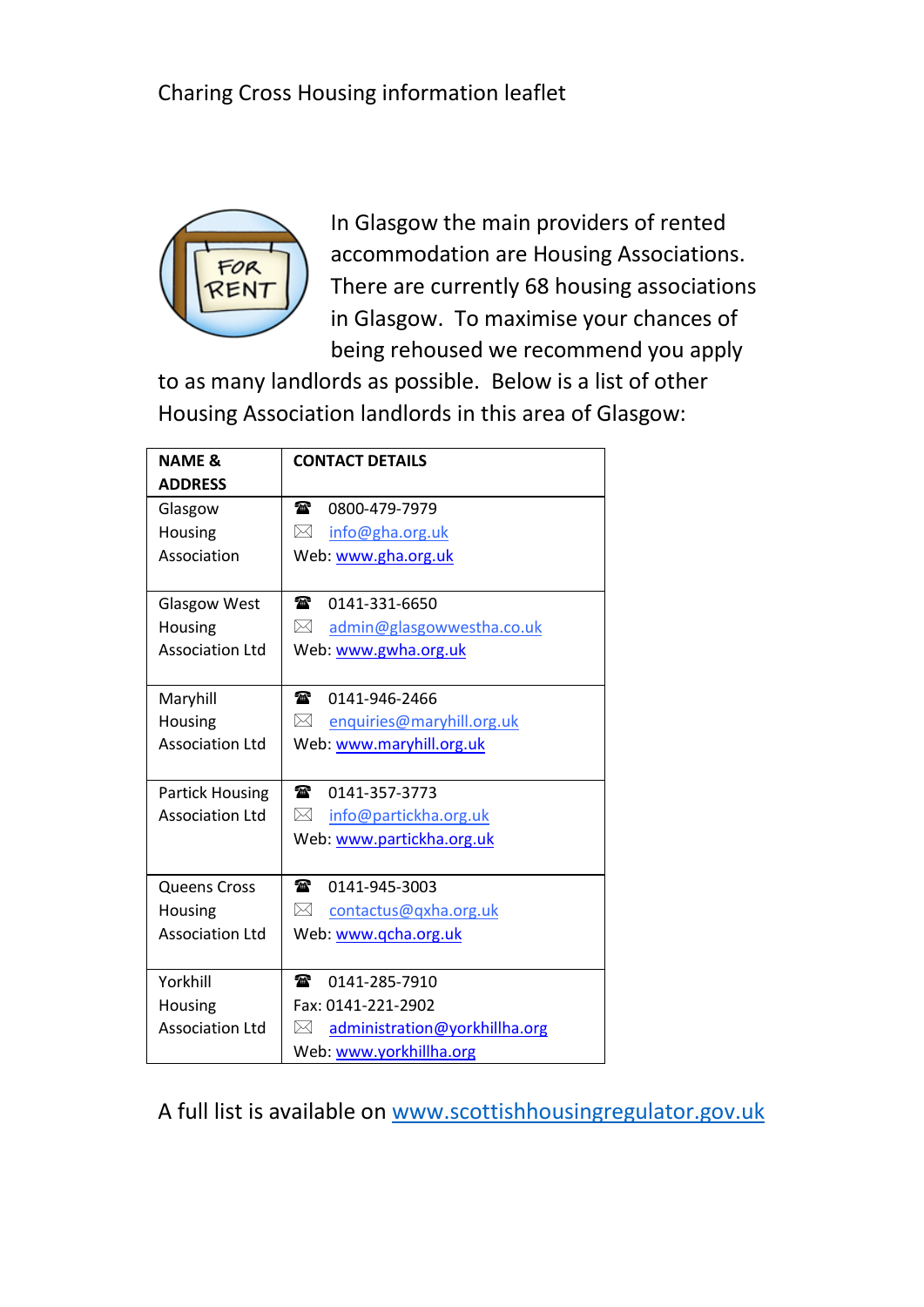Charing Cross Housing information leaflet

In Glasgow the main providers of rented accommodation are Housing Associations. There are currently 68 housing associations in Glasgow. To maximise your chances of being rehoused we recommend you apply to as many landlords as possible. Below is a list of other Housing Association landlords in this area of Glasgow:

| **NAME & ADDRESS** | **CONTACT DETAILS** |
|---|---|
| Glasgow Housing Association | ☎ 0800-479-7979<br>✉ info@gha.org.uk<br>Web: www.gha.org.uk |
| Glasgow West Housing Association Ltd | ☎ 0141-331-6650<br>✉ admin@glasgowwestha.co.uk<br>Web: www.gwha.org.uk |
| Maryhill Housing Association Ltd | ☎ 0141-946-2466<br>✉ enquiries@maryhill.org.uk<br>Web: www.maryhill.org.uk |
| Partick Housing Association Ltd | ☎ 0141-357-3773<br>✉ info@partickha.org.uk<br>Web: www.partickha.org.uk |
| Queens Cross Housing Association Ltd | ☎ 0141-945-3003<br>✉ contactus@qxha.org.uk<br>Web: www.qcha.org.uk |
| Yorkhill Housing Association Ltd | ☎ 0141-285-7910<br>Fax: 0141-221-2902<br>✉ administration@yorkhillha.org<br>Web: www.yorkhillha.org |

A full list is available on www.scottishhousingregulator.gov.uk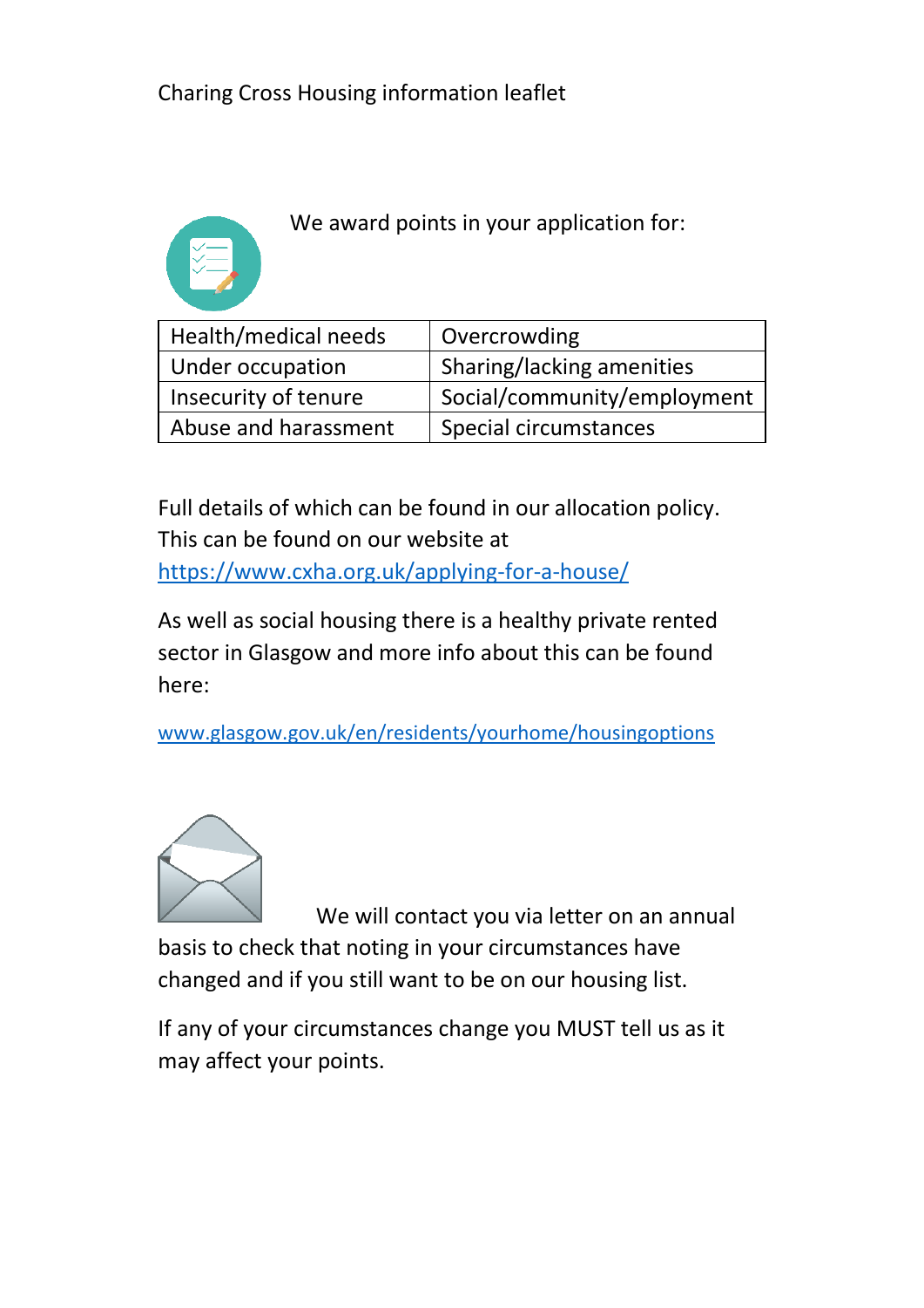Charing Cross Housing information leaflet

We award points in your application for:

| Health/medical needs | Overcrowding |
|---|---|
| Under occupation | Sharing/lacking amenities |
| Insecurity of tenure | Social/community/employment |
| Abuse and harassment | Special circumstances |

Full details of which can be found in our allocation policy. This can be found on our website at https://www.cxha.org.uk/applying-for-a-house/

As well as social housing there is a healthy private rented sector in Glasgow and more info about this can be found here:

www.glasgow.gov.uk/en/residents/yourhome/housingoptions

We will contact you via letter on an annual basis to check that noting in your circumstances have changed and if you still want to be on our housing list.

If any of your circumstances change you MUST tell us as it may affect your points.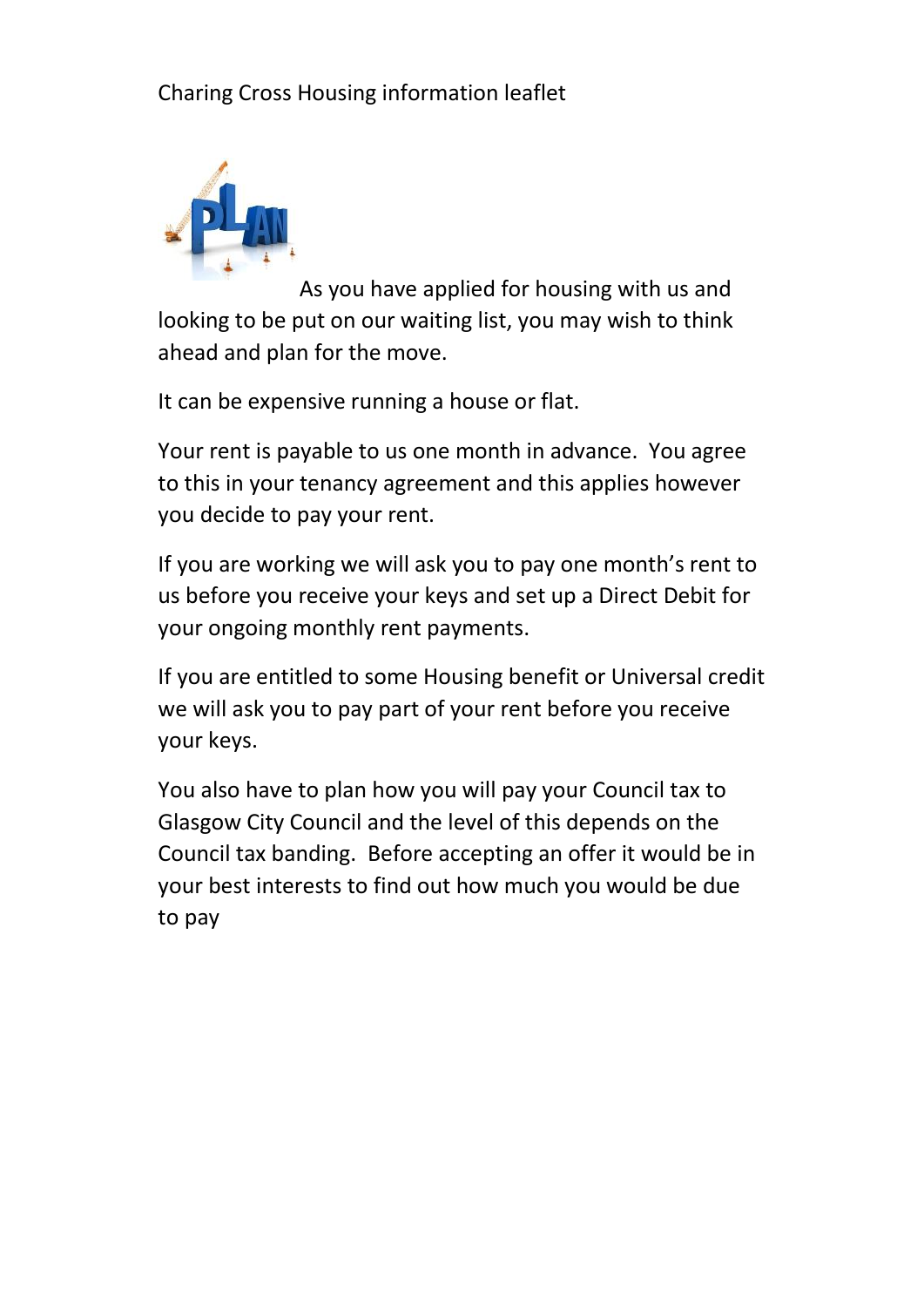Charing Cross Housing information leaflet

As you have applied for housing with us and looking to be put on our waiting list, you may wish to think ahead and plan for the move.

It can be expensive running a house or flat.

Your rent is payable to us one month in advance. You agree to this in your tenancy agreement and this applies however you decide to pay your rent.

If you are working we will ask you to pay one month's rent to us before you receive your keys and set up a Direct Debit for your ongoing monthly rent payments.

If you are entitled to some Housing benefit or Universal credit we will ask you to pay part of your rent before you receive your keys.

You also have to plan how you will pay your Council tax to Glasgow City Council and the level of this depends on the Council tax banding. Before accepting an offer it would be in your best interests to find out how much you would be due to pay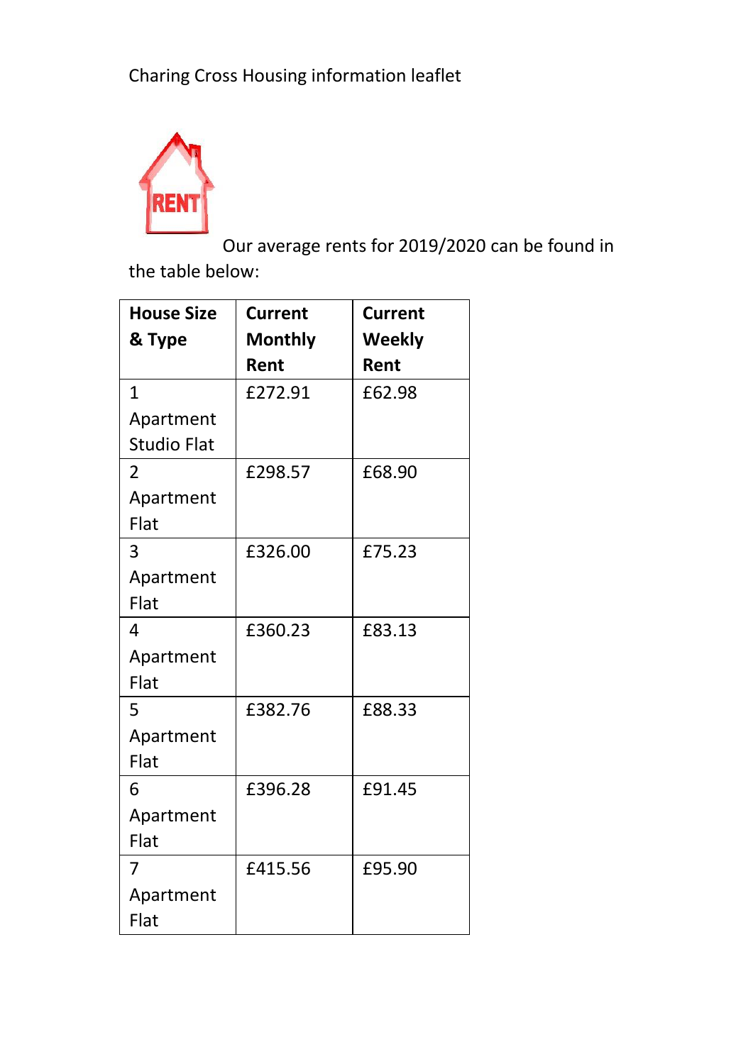Charing Cross Housing information leaflet

Our average rents for 2019/2020 can be found in the table below:

| House Size & Type | Current Monthly Rent | Current Weekly Rent |
|---|---|---|
| 1 Apartment Studio Flat | £272.91 | £62.98 |
| 2 Apartment Flat | £298.57 | £68.90 |
| 3 Apartment Flat | £326.00 | £75.23 |
| 4 Apartment Flat | £360.23 | £83.13 |
| 5 Apartment Flat | £382.76 | £88.33 |
| 6 Apartment Flat | £396.28 | £91.45 |
| 7 Apartment Flat | £415.56 | £95.90 |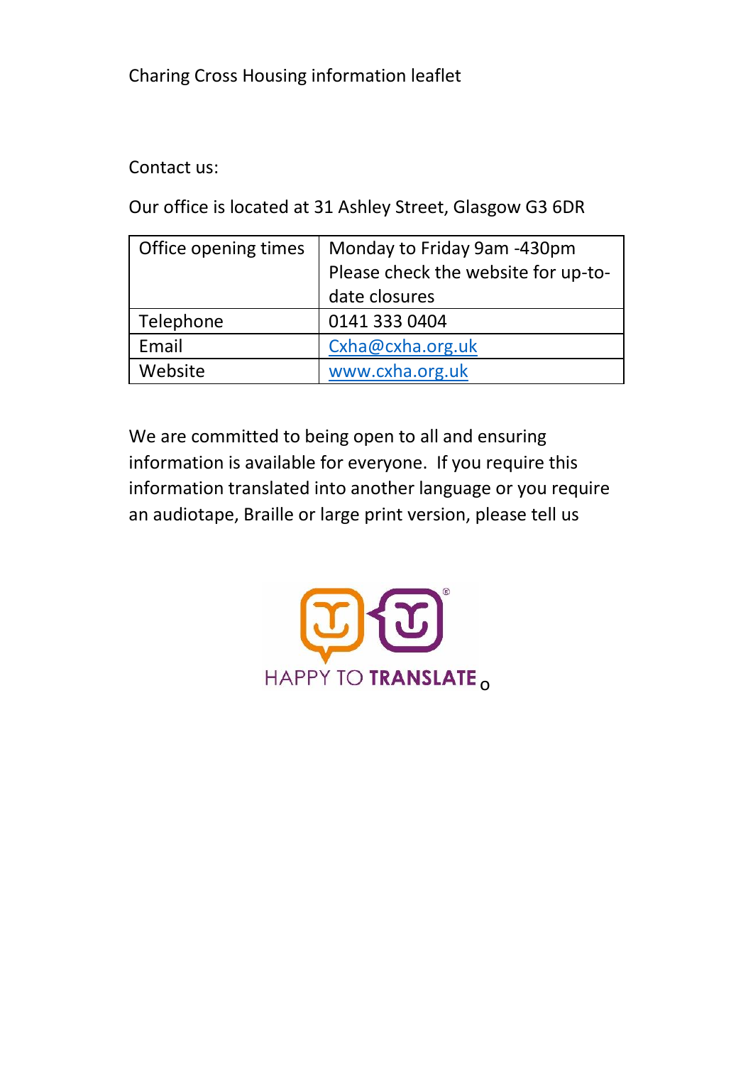Charing Cross Housing information leaflet

Contact us:

Our office is located at 31 Ashley Street, Glasgow G3 6DR

| | |
|---|---|
| Office opening times | Monday to Friday 9am -430pm<br>Please check the website for up-to-date closures |
| Telephone | 0141 333 0404 |
| Email | Cxha@cxha.org.uk |
| Website | www.cxha.org.uk |

We are committed to being open to all and ensuring information is available for everyone. If you require this information translated into another language or you require an audiotape, Braille or large print version, please tell us

HAPPY TO TRANSLATE